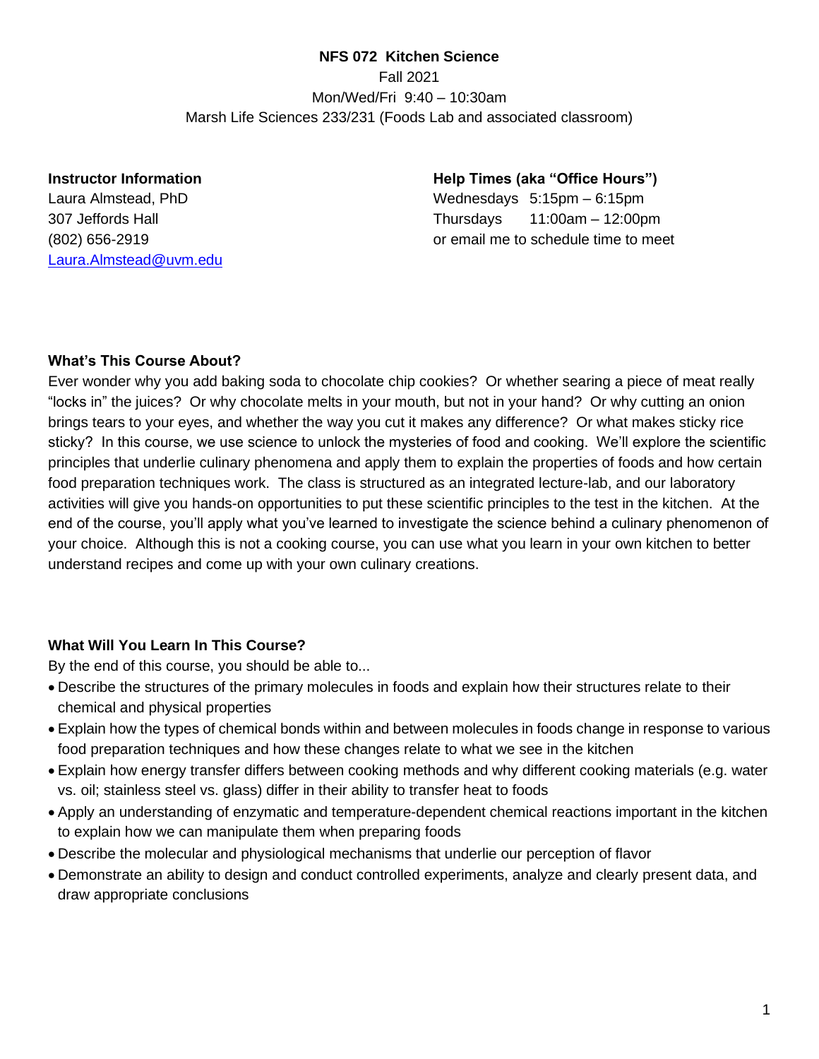# NFS 072 Kitchen Science

Fall 2021

Mon/Wed/Fri 9:40 – 10:30am

Marsh Life Sciences 233/231 (Foods Lab and associated classroom)

**Instructor Information**

Laura Almstead, PhD
307 Jeffords Hall
(802) 656-2919
Laura.Almstead@uvm.edu

**Help Times (aka "Office Hours")**

Wednesdays 5:15pm – 6:15pm
Thursdays 11:00am – 12:00pm
or email me to schedule time to meet

## What's This Course About?

Ever wonder why you add baking soda to chocolate chip cookies? Or whether searing a piece of meat really "locks in" the juices? Or why chocolate melts in your mouth, but not in your hand? Or why cutting an onion brings tears to your eyes, and whether the way you cut it makes any difference? Or what makes sticky rice sticky? In this course, we use science to unlock the mysteries of food and cooking. We'll explore the scientific principles that underlie culinary phenomena and apply them to explain the properties of foods and how certain food preparation techniques work. The class is structured as an integrated lecture-lab, and our laboratory activities will give you hands-on opportunities to put these scientific principles to the test in the kitchen. At the end of the course, you'll apply what you've learned to investigate the science behind a culinary phenomenon of your choice. Although this is not a cooking course, you can use what you learn in your own kitchen to better understand recipes and come up with your own culinary creations.

## What Will You Learn In This Course?

By the end of this course, you should be able to...

- Describe the structures of the primary molecules in foods and explain how their structures relate to their chemical and physical properties
- Explain how the types of chemical bonds within and between molecules in foods change in response to various food preparation techniques and how these changes relate to what we see in the kitchen
- Explain how energy transfer differs between cooking methods and why different cooking materials (e.g. water vs. oil; stainless steel vs. glass) differ in their ability to transfer heat to foods
- Apply an understanding of enzymatic and temperature-dependent chemical reactions important in the kitchen to explain how we can manipulate them when preparing foods
- Describe the molecular and physiological mechanisms that underlie our perception of flavor
- Demonstrate an ability to design and conduct controlled experiments, analyze and clearly present data, and draw appropriate conclusions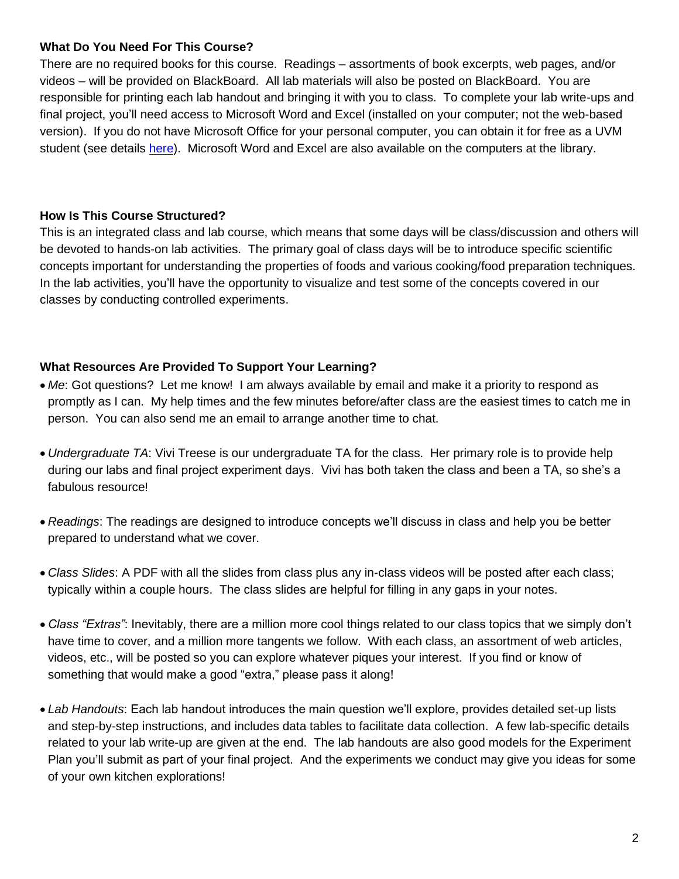### What Do You Need For This Course?

There are no required books for this course. Readings – assortments of book excerpts, web pages, and/or videos – will be provided on BlackBoard. All lab materials will also be posted on BlackBoard. You are responsible for printing each lab handout and bringing it with you to class. To complete your lab write-ups and final project, you'll need access to Microsoft Word and Excel (installed on your computer; not the web-based version). If you do not have Microsoft Office for your personal computer, you can obtain it for free as a UVM student (see details here). Microsoft Word and Excel are also available on the computers at the library.

### How Is This Course Structured?

This is an integrated class and lab course, which means that some days will be class/discussion and others will be devoted to hands-on lab activities. The primary goal of class days will be to introduce specific scientific concepts important for understanding the properties of foods and various cooking/food preparation techniques. In the lab activities, you'll have the opportunity to visualize and test some of the concepts covered in our classes by conducting controlled experiments.

### What Resources Are Provided To Support Your Learning?

- *Me*: Got questions? Let me know! I am always available by email and make it a priority to respond as promptly as I can. My help times and the few minutes before/after class are the easiest times to catch me in person. You can also send me an email to arrange another time to chat.
- *Undergraduate TA*: Vivi Treese is our undergraduate TA for the class. Her primary role is to provide help during our labs and final project experiment days. Vivi has both taken the class and been a TA, so she's a fabulous resource!
- *Readings*: The readings are designed to introduce concepts we'll discuss in class and help you be better prepared to understand what we cover.
- *Class Slides*: A PDF with all the slides from class plus any in-class videos will be posted after each class; typically within a couple hours. The class slides are helpful for filling in any gaps in your notes.
- *Class "Extras"*: Inevitably, there are a million more cool things related to our class topics that we simply don't have time to cover, and a million more tangents we follow. With each class, an assortment of web articles, videos, etc., will be posted so you can explore whatever piques your interest. If you find or know of something that would make a good "extra," please pass it along!
- *Lab Handouts*: Each lab handout introduces the main question we'll explore, provides detailed set-up lists and step-by-step instructions, and includes data tables to facilitate data collection. A few lab-specific details related to your lab write-up are given at the end. The lab handouts are also good models for the Experiment Plan you'll submit as part of your final project. And the experiments we conduct may give you ideas for some of your own kitchen explorations!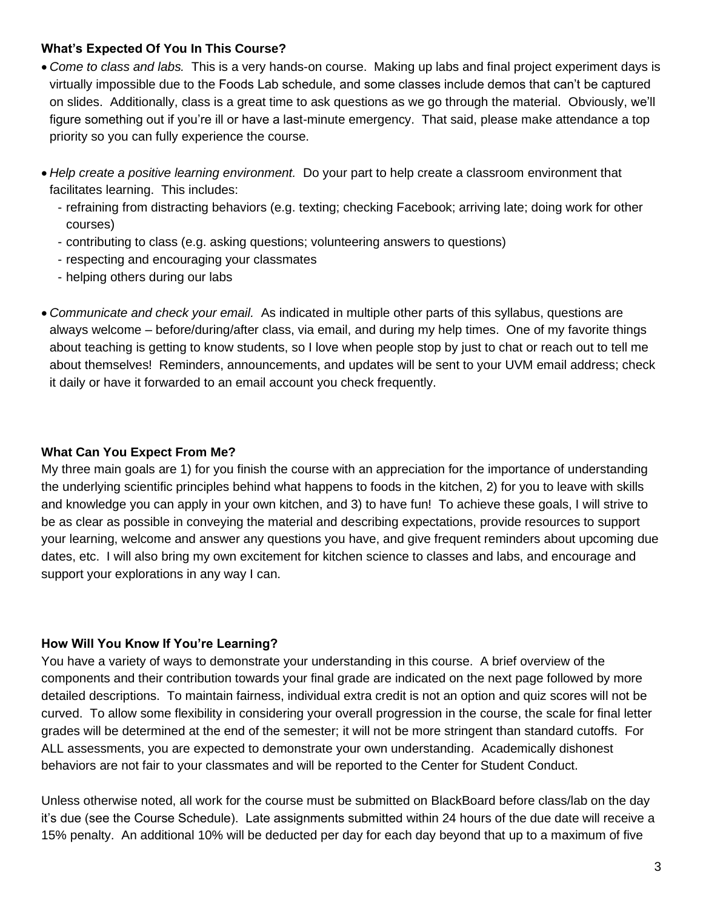### What's Expected Of You In This Course?

- *Come to class and labs.* This is a very hands-on course. Making up labs and final project experiment days is virtually impossible due to the Foods Lab schedule, and some classes include demos that can't be captured on slides. Additionally, class is a great time to ask questions as we go through the material. Obviously, we'll figure something out if you're ill or have a last-minute emergency. That said, please make attendance a top priority so you can fully experience the course.

- *Help create a positive learning environment.* Do your part to help create a classroom environment that facilitates learning. This includes:
  - refraining from distracting behaviors (e.g. texting; checking Facebook; arriving late; doing work for other courses)
  - contributing to class (e.g. asking questions; volunteering answers to questions)
  - respecting and encouraging your classmates
  - helping others during our labs

- *Communicate and check your email.* As indicated in multiple other parts of this syllabus, questions are always welcome – before/during/after class, via email, and during my help times. One of my favorite things about teaching is getting to know students, so I love when people stop by just to chat or reach out to tell me about themselves! Reminders, announcements, and updates will be sent to your UVM email address; check it daily or have it forwarded to an email account you check frequently.

### What Can You Expect From Me?

My three main goals are 1) for you finish the course with an appreciation for the importance of understanding the underlying scientific principles behind what happens to foods in the kitchen, 2) for you to leave with skills and knowledge you can apply in your own kitchen, and 3) to have fun! To achieve these goals, I will strive to be as clear as possible in conveying the material and describing expectations, provide resources to support your learning, welcome and answer any questions you have, and give frequent reminders about upcoming due dates, etc. I will also bring my own excitement for kitchen science to classes and labs, and encourage and support your explorations in any way I can.

### How Will You Know If You're Learning?

You have a variety of ways to demonstrate your understanding in this course. A brief overview of the components and their contribution towards your final grade are indicated on the next page followed by more detailed descriptions. To maintain fairness, individual extra credit is not an option and quiz scores will not be curved. To allow some flexibility in considering your overall progression in the course, the scale for final letter grades will be determined at the end of the semester; it will not be more stringent than standard cutoffs. For ALL assessments, you are expected to demonstrate your own understanding. Academically dishonest behaviors are not fair to your classmates and will be reported to the Center for Student Conduct.

Unless otherwise noted, all work for the course must be submitted on BlackBoard before class/lab on the day it's due (see the Course Schedule). Late assignments submitted within 24 hours of the due date will receive a 15% penalty. An additional 10% will be deducted per day for each day beyond that up to a maximum of five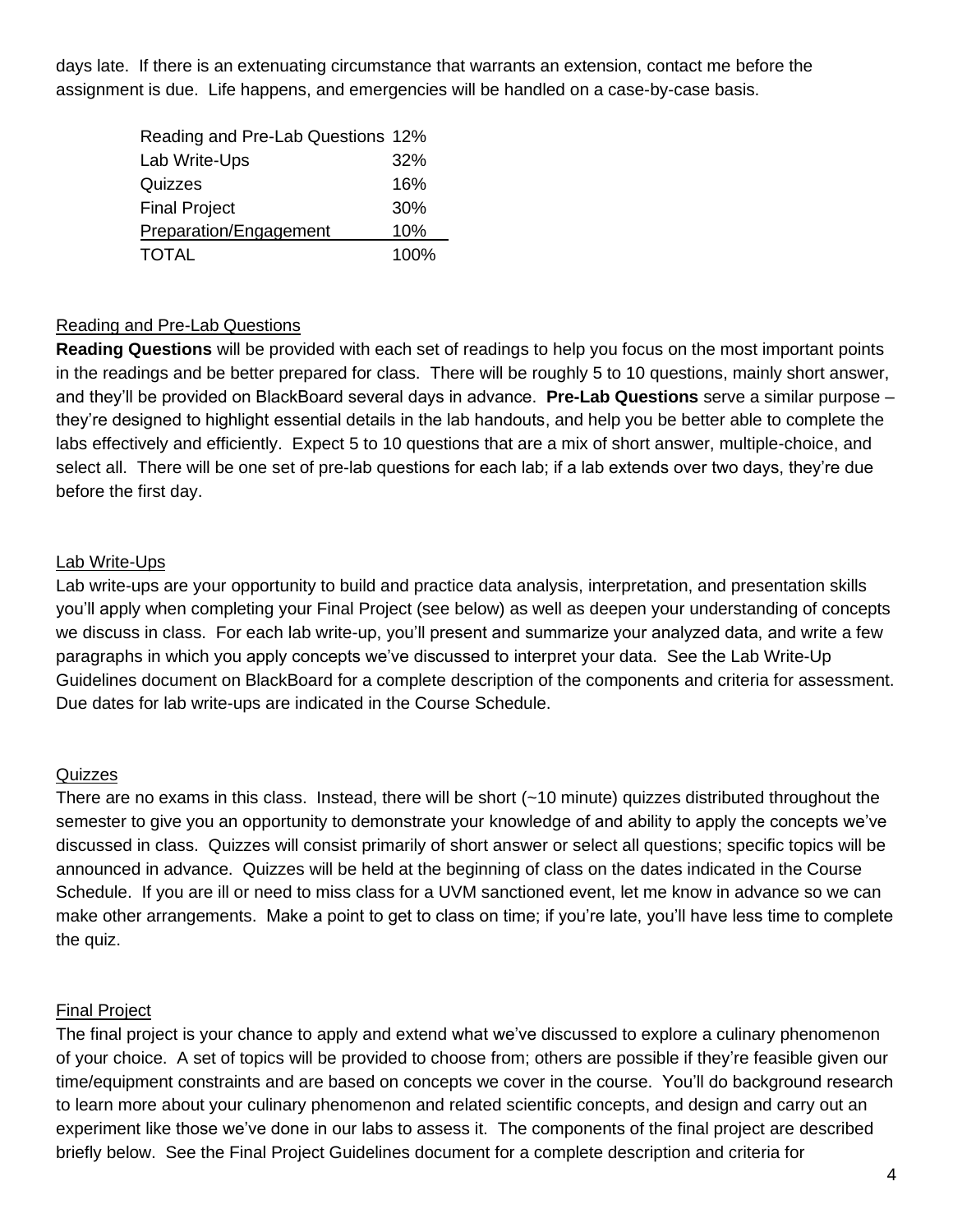days late. If there is an extenuating circumstance that warrants an extension, contact me before the assignment is due. Life happens, and emergencies will be handled on a case-by-case basis.

| Component | Weight |
| --- | --- |
| Reading and Pre-Lab Questions | 12% |
| Lab Write-Ups | 32% |
| Quizzes | 16% |
| Final Project | 30% |
| Preparation/Engagement | 10% |
| TOTAL | 100% |

## Reading and Pre-Lab Questions

**Reading Questions** will be provided with each set of readings to help you focus on the most important points in the readings and be better prepared for class. There will be roughly 5 to 10 questions, mainly short answer, and they'll be provided on BlackBoard several days in advance. **Pre-Lab Questions** serve a similar purpose – they're designed to highlight essential details in the lab handouts, and help you be better able to complete the labs effectively and efficiently. Expect 5 to 10 questions that are a mix of short answer, multiple-choice, and select all. There will be one set of pre-lab questions for each lab; if a lab extends over two days, they're due before the first day.

## Lab Write-Ups

Lab write-ups are your opportunity to build and practice data analysis, interpretation, and presentation skills you'll apply when completing your Final Project (see below) as well as deepen your understanding of concepts we discuss in class. For each lab write-up, you'll present and summarize your analyzed data, and write a few paragraphs in which you apply concepts we've discussed to interpret your data. See the Lab Write-Up Guidelines document on BlackBoard for a complete description of the components and criteria for assessment. Due dates for lab write-ups are indicated in the Course Schedule.

## Quizzes

There are no exams in this class. Instead, there will be short (~10 minute) quizzes distributed throughout the semester to give you an opportunity to demonstrate your knowledge of and ability to apply the concepts we've discussed in class. Quizzes will consist primarily of short answer or select all questions; specific topics will be announced in advance. Quizzes will be held at the beginning of class on the dates indicated in the Course Schedule. If you are ill or need to miss class for a UVM sanctioned event, let me know in advance so we can make other arrangements. Make a point to get to class on time; if you're late, you'll have less time to complete the quiz.

## Final Project

The final project is your chance to apply and extend what we've discussed to explore a culinary phenomenon of your choice. A set of topics will be provided to choose from; others are possible if they're feasible given our time/equipment constraints and are based on concepts we cover in the course. You'll do background research to learn more about your culinary phenomenon and related scientific concepts, and design and carry out an experiment like those we've done in our labs to assess it. The components of the final project are described briefly below. See the Final Project Guidelines document for a complete description and criteria for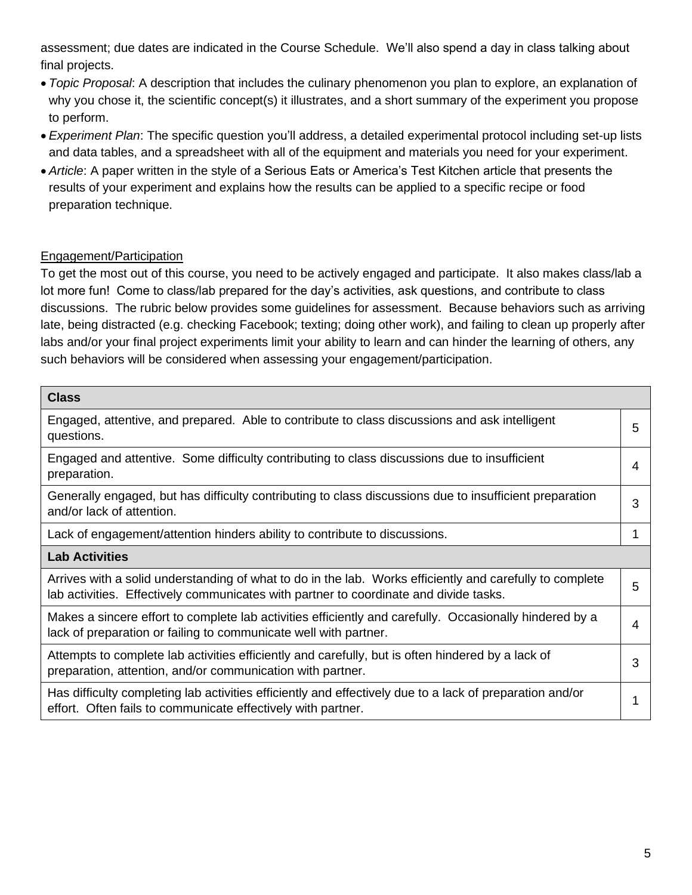assessment; due dates are indicated in the Course Schedule. We'll also spend a day in class talking about final projects.

- *Topic Proposal*: A description that includes the culinary phenomenon you plan to explore, an explanation of why you chose it, the scientific concept(s) it illustrates, and a short summary of the experiment you propose to perform.
- *Experiment Plan*: The specific question you'll address, a detailed experimental protocol including set-up lists and data tables, and a spreadsheet with all of the equipment and materials you need for your experiment.
- *Article*: A paper written in the style of a Serious Eats or America's Test Kitchen article that presents the results of your experiment and explains how the results can be applied to a specific recipe or food preparation technique.

<u>Engagement/Participation</u>

To get the most out of this course, you need to be actively engaged and participate. It also makes class/lab a lot more fun! Come to class/lab prepared for the day's activities, ask questions, and contribute to class discussions. The rubric below provides some guidelines for assessment. Because behaviors such as arriving late, being distracted (e.g. checking Facebook; texting; doing other work), and failing to clean up properly after labs and/or your final project experiments limit your ability to learn and can hinder the learning of others, any such behaviors will be considered when assessing your engagement/participation.

| **Class** | |
|---|---|
| Engaged, attentive, and prepared. Able to contribute to class discussions and ask intelligent questions. | 5 |
| Engaged and attentive. Some difficulty contributing to class discussions due to insufficient preparation. | 4 |
| Generally engaged, but has difficulty contributing to class discussions due to insufficient preparation and/or lack of attention. | 3 |
| Lack of engagement/attention hinders ability to contribute to discussions. | 1 |
| **Lab Activities** | |
| Arrives with a solid understanding of what to do in the lab. Works efficiently and carefully to complete lab activities. Effectively communicates with partner to coordinate and divide tasks. | 5 |
| Makes a sincere effort to complete lab activities efficiently and carefully. Occasionally hindered by a lack of preparation or failing to communicate well with partner. | 4 |
| Attempts to complete lab activities efficiently and carefully, but is often hindered by a lack of preparation, attention, and/or communication with partner. | 3 |
| Has difficulty completing lab activities efficiently and effectively due to a lack of preparation and/or effort. Often fails to communicate effectively with partner. | 1 |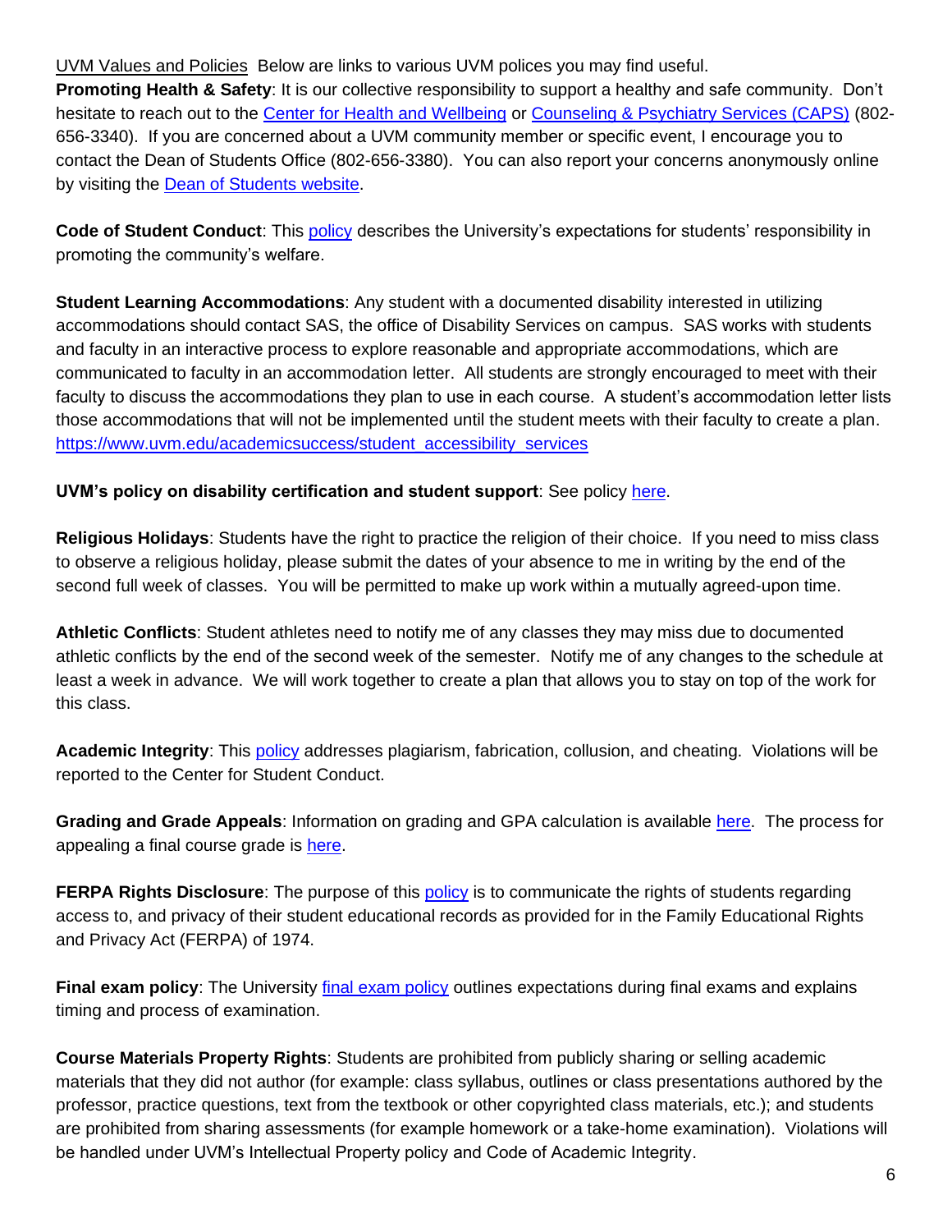UVM Values and Policies Below are links to various UVM polices you may find useful.

**Promoting Health & Safety**: It is our collective responsibility to support a healthy and safe community. Don't hesitate to reach out to the Center for Health and Wellbeing or Counseling & Psychiatry Services (CAPS) (802-656-3340). If you are concerned about a UVM community member or specific event, I encourage you to contact the Dean of Students Office (802-656-3380). You can also report your concerns anonymously online by visiting the Dean of Students website.

**Code of Student Conduct**: This policy describes the University's expectations for students' responsibility in promoting the community's welfare.

**Student Learning Accommodations**: Any student with a documented disability interested in utilizing accommodations should contact SAS, the office of Disability Services on campus. SAS works with students and faculty in an interactive process to explore reasonable and appropriate accommodations, which are communicated to faculty in an accommodation letter. All students are strongly encouraged to meet with their faculty to discuss the accommodations they plan to use in each course. A student's accommodation letter lists those accommodations that will not be implemented until the student meets with their faculty to create a plan. https://www.uvm.edu/academicsuccess/student_accessibility_services

**UVM's policy on disability certification and student support**: See policy here.

**Religious Holidays**: Students have the right to practice the religion of their choice. If you need to miss class to observe a religious holiday, please submit the dates of your absence to me in writing by the end of the second full week of classes. You will be permitted to make up work within a mutually agreed-upon time.

**Athletic Conflicts**: Student athletes need to notify me of any classes they may miss due to documented athletic conflicts by the end of the second week of the semester. Notify me of any changes to the schedule at least a week in advance. We will work together to create a plan that allows you to stay on top of the work for this class.

**Academic Integrity**: This policy addresses plagiarism, fabrication, collusion, and cheating. Violations will be reported to the Center for Student Conduct.

**Grading and Grade Appeals**: Information on grading and GPA calculation is available here. The process for appealing a final course grade is here.

**FERPA Rights Disclosure**: The purpose of this policy is to communicate the rights of students regarding access to, and privacy of their student educational records as provided for in the Family Educational Rights and Privacy Act (FERPA) of 1974.

**Final exam policy**: The University final exam policy outlines expectations during final exams and explains timing and process of examination.

**Course Materials Property Rights**: Students are prohibited from publicly sharing or selling academic materials that they did not author (for example: class syllabus, outlines or class presentations authored by the professor, practice questions, text from the textbook or other copyrighted class materials, etc.); and students are prohibited from sharing assessments (for example homework or a take-home examination). Violations will be handled under UVM's Intellectual Property policy and Code of Academic Integrity.